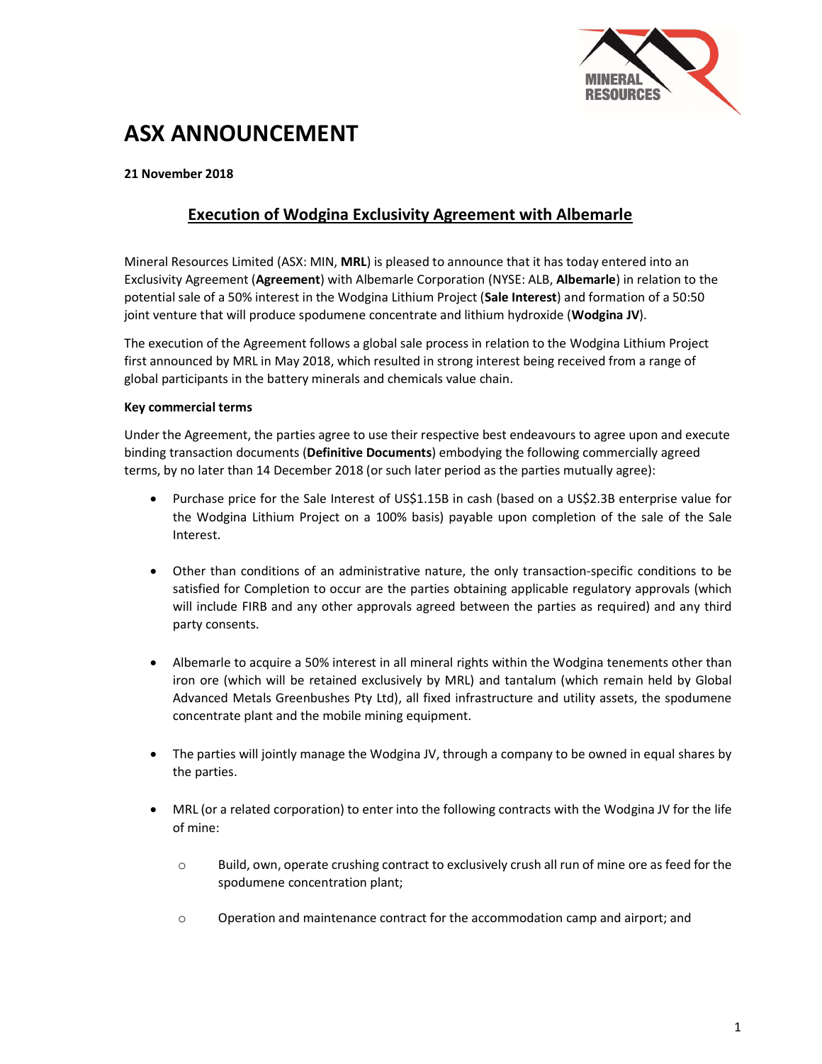# ASX ANNOUNCEMENT

**21 November 2018**

## Execution of Wodgina Exclusivity Agreement with Albemarle

Mineral Resources Limited (ASX: MIN, **MRL**) is pleased to announce that it has today entered into an Exclusivity Agreement (**Agreement**) with Albemarle Corporation (NYSE: ALB, **Albemarle**) in relation to the potential sale of a 50% interest in the Wodgina Lithium Project (**Sale Interest**) and formation of a 50:50 joint venture that will produce spodumene concentrate and lithium hydroxide (**Wodgina JV**).

The execution of the Agreement follows a global sale process in relation to the Wodgina Lithium Project first announced by MRL in May 2018, which resulted in strong interest being received from a range of global participants in the battery minerals and chemicals value chain.

**Key commercial terms**

Under the Agreement, the parties agree to use their respective best endeavours to agree upon and execute binding transaction documents (**Definitive Documents**) embodying the following commercially agreed terms, by no later than 14 December 2018 (or such later period as the parties mutually agree):

- Purchase price for the Sale Interest of US$1.15B in cash (based on a US$2.3B enterprise value for the Wodgina Lithium Project on a 100% basis) payable upon completion of the sale of the Sale Interest.

- Other than conditions of an administrative nature, the only transaction-specific conditions to be satisfied for Completion to occur are the parties obtaining applicable regulatory approvals (which will include FIRB and any other approvals agreed between the parties as required) and any third party consents.

- Albemarle to acquire a 50% interest in all mineral rights within the Wodgina tenements other than iron ore (which will be retained exclusively by MRL) and tantalum (which remain held by Global Advanced Metals Greenbushes Pty Ltd), all fixed infrastructure and utility assets, the spodumene concentrate plant and the mobile mining equipment.

- The parties will jointly manage the Wodgina JV, through a company to be owned in equal shares by the parties.

- MRL (or a related corporation) to enter into the following contracts with the Wodgina JV for the life of mine:

    - Build, own, operate crushing contract to exclusively crush all run of mine ore as feed for the spodumene concentration plant;

    - Operation and maintenance contract for the accommodation camp and airport; and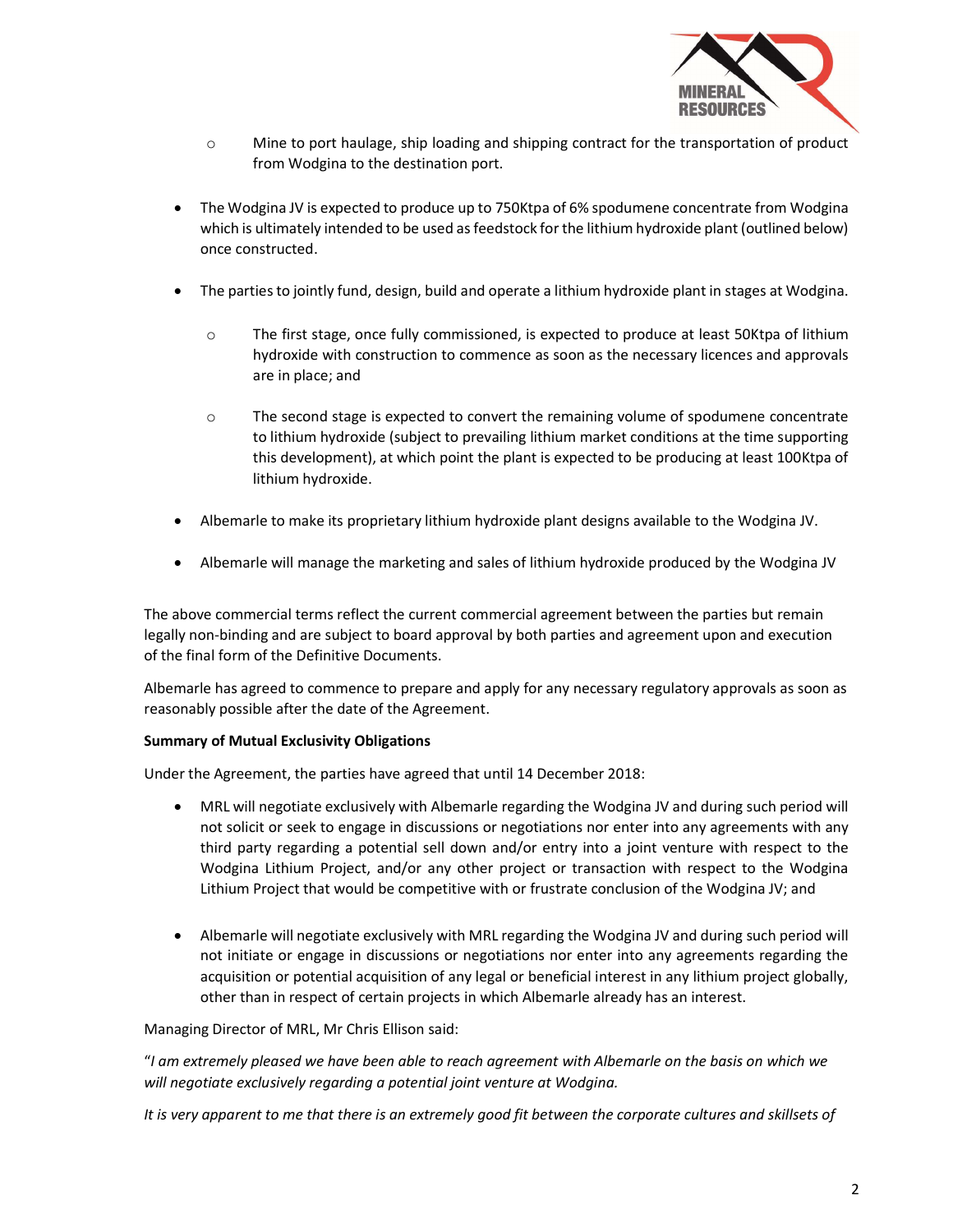- Mine to port haulage, ship loading and shipping contract for the transportation of product from Wodgina to the destination port.

- The Wodgina JV is expected to produce up to 750Ktpa of 6% spodumene concentrate from Wodgina which is ultimately intended to be used as feedstock for the lithium hydroxide plant (outlined below) once constructed.

- The parties to jointly fund, design, build and operate a lithium hydroxide plant in stages at Wodgina.

  - The first stage, once fully commissioned, is expected to produce at least 50Ktpa of lithium hydroxide with construction to commence as soon as the necessary licences and approvals are in place; and

  - The second stage is expected to convert the remaining volume of spodumene concentrate to lithium hydroxide (subject to prevailing lithium market conditions at the time supporting this development), at which point the plant is expected to be producing at least 100Ktpa of lithium hydroxide.

- Albemarle to make its proprietary lithium hydroxide plant designs available to the Wodgina JV.

- Albemarle will manage the marketing and sales of lithium hydroxide produced by the Wodgina JV

The above commercial terms reflect the current commercial agreement between the parties but remain legally non-binding and are subject to board approval by both parties and agreement upon and execution of the final form of the Definitive Documents.

Albemarle has agreed to commence to prepare and apply for any necessary regulatory approvals as soon as reasonably possible after the date of the Agreement.

**Summary of Mutual Exclusivity Obligations**

Under the Agreement, the parties have agreed that until 14 December 2018:

- MRL will negotiate exclusively with Albemarle regarding the Wodgina JV and during such period will not solicit or seek to engage in discussions or negotiations nor enter into any agreements with any third party regarding a potential sell down and/or entry into a joint venture with respect to the Wodgina Lithium Project, and/or any other project or transaction with respect to the Wodgina Lithium Project that would be competitive with or frustrate conclusion of the Wodgina JV; and

- Albemarle will negotiate exclusively with MRL regarding the Wodgina JV and during such period will not initiate or engage in discussions or negotiations nor enter into any agreements regarding the acquisition or potential acquisition of any legal or beneficial interest in any lithium project globally, other than in respect of certain projects in which Albemarle already has an interest.

Managing Director of MRL, Mr Chris Ellison said:

"*I am extremely pleased we have been able to reach agreement with Albemarle on the basis on which we will negotiate exclusively regarding a potential joint venture at Wodgina.*

*It is very apparent to me that there is an extremely good fit between the corporate cultures and skillsets of*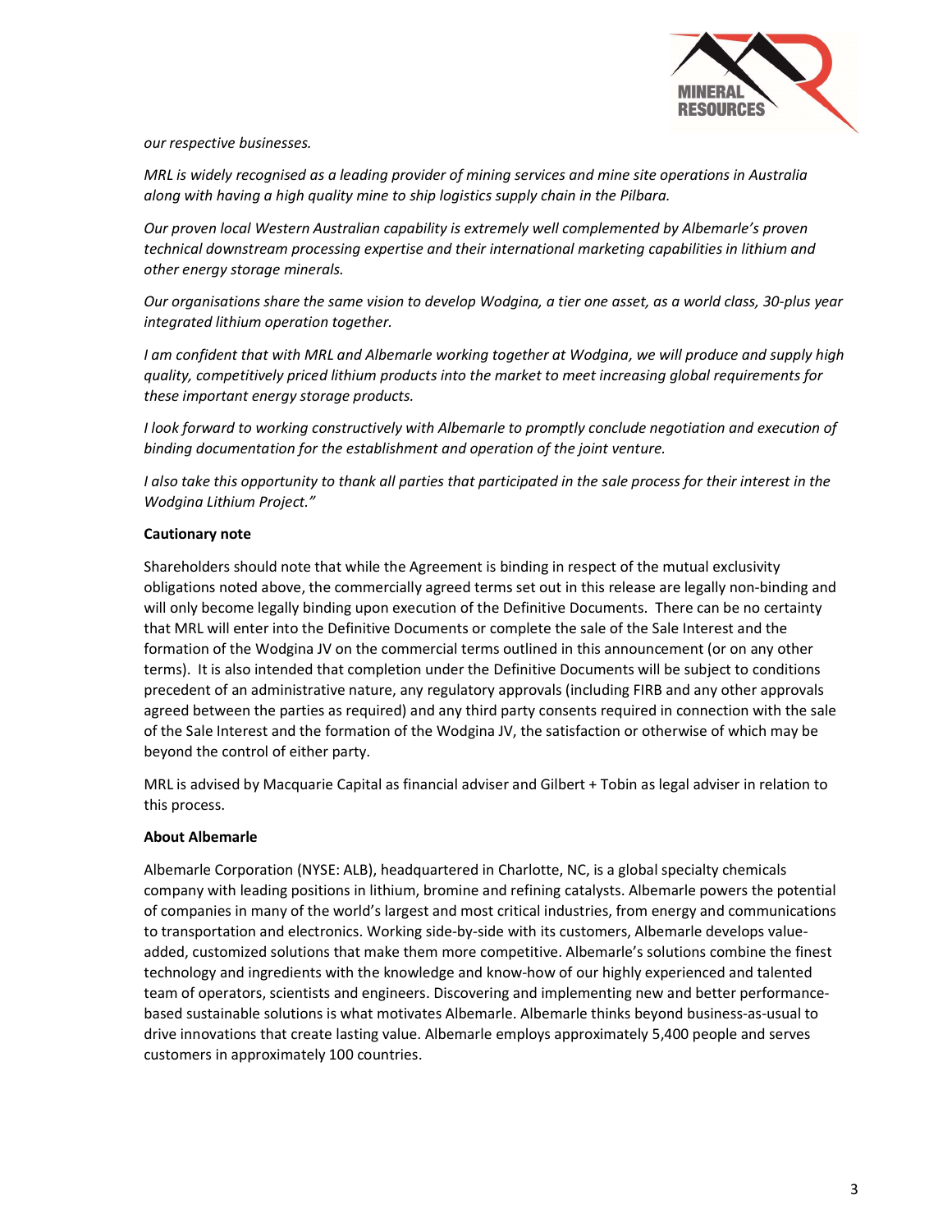*our respective businesses.*

*MRL is widely recognised as a leading provider of mining services and mine site operations in Australia along with having a high quality mine to ship logistics supply chain in the Pilbara.*

*Our proven local Western Australian capability is extremely well complemented by Albemarle's proven technical downstream processing expertise and their international marketing capabilities in lithium and other energy storage minerals.*

*Our organisations share the same vision to develop Wodgina, a tier one asset, as a world class, 30-plus year integrated lithium operation together.*

*I am confident that with MRL and Albemarle working together at Wodgina, we will produce and supply high quality, competitively priced lithium products into the market to meet increasing global requirements for these important energy storage products.*

*I look forward to working constructively with Albemarle to promptly conclude negotiation and execution of binding documentation for the establishment and operation of the joint venture.*

*I also take this opportunity to thank all parties that participated in the sale process for their interest in the Wodgina Lithium Project."*

**Cautionary note**

Shareholders should note that while the Agreement is binding in respect of the mutual exclusivity obligations noted above, the commercially agreed terms set out in this release are legally non-binding and will only become legally binding upon execution of the Definitive Documents. There can be no certainty that MRL will enter into the Definitive Documents or complete the sale of the Sale Interest and the formation of the Wodgina JV on the commercial terms outlined in this announcement (or on any other terms). It is also intended that completion under the Definitive Documents will be subject to conditions precedent of an administrative nature, any regulatory approvals (including FIRB and any other approvals agreed between the parties as required) and any third party consents required in connection with the sale of the Sale Interest and the formation of the Wodgina JV, the satisfaction or otherwise of which may be beyond the control of either party.

MRL is advised by Macquarie Capital as financial adviser and Gilbert + Tobin as legal adviser in relation to this process.

**About Albemarle**

Albemarle Corporation (NYSE: ALB), headquartered in Charlotte, NC, is a global specialty chemicals company with leading positions in lithium, bromine and refining catalysts. Albemarle powers the potential of companies in many of the world's largest and most critical industries, from energy and communications to transportation and electronics. Working side-by-side with its customers, Albemarle develops value-added, customized solutions that make them more competitive. Albemarle's solutions combine the finest technology and ingredients with the knowledge and know-how of our highly experienced and talented team of operators, scientists and engineers. Discovering and implementing new and better performance-based sustainable solutions is what motivates Albemarle. Albemarle thinks beyond business-as-usual to drive innovations that create lasting value. Albemarle employs approximately 5,400 people and serves customers in approximately 100 countries.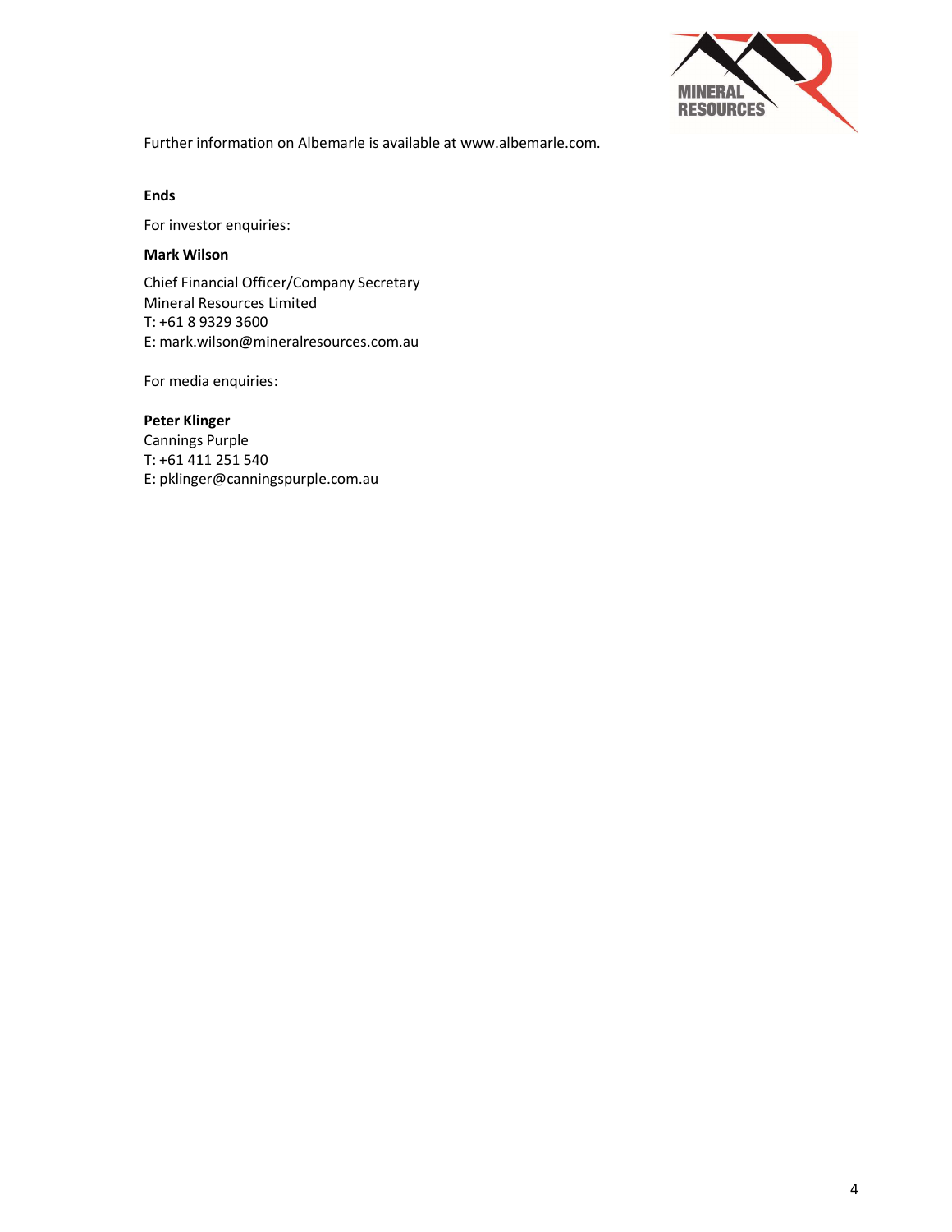Further information on Albemarle is available at www.albemarle.com.

**Ends**

For investor enquiries:

**Mark Wilson**

Chief Financial Officer/Company Secretary
Mineral Resources Limited
T: +61 8 9329 3600
E: mark.wilson@mineralresources.com.au

For media enquiries:

**Peter Klinger**
Cannings Purple
T: +61 411 251 540
E: pklinger@canningspurple.com.au